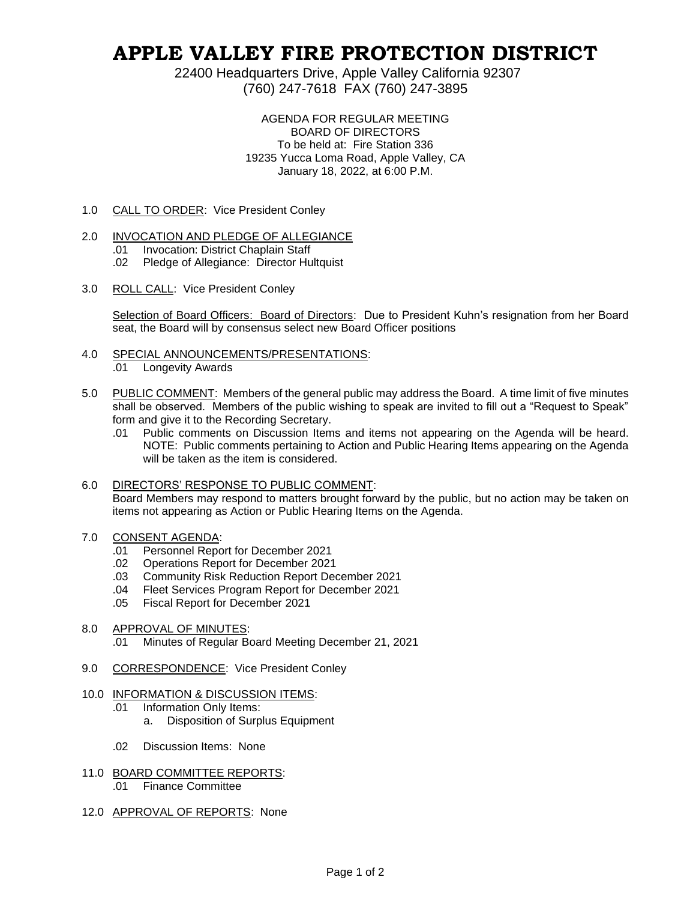# APPLE VALLEY FIRE PROTECTION DISTRICT

22400 Headquarters Drive, Apple Valley California 92307
(760) 247-7618 FAX (760) 247-3895

AGENDA FOR REGULAR MEETING
BOARD OF DIRECTORS
To be held at: Fire Station 336
19235 Yucca Loma Road, Apple Valley, CA
January 18, 2022, at 6:00 P.M.

1.0 CALL TO ORDER: Vice President Conley

2.0 INVOCATION AND PLEDGE OF ALLEGIANCE
- .01 Invocation: District Chaplain Staff
- .02 Pledge of Allegiance: Director Hultquist

3.0 ROLL CALL: Vice President Conley

Selection of Board Officers: Board of Directors: Due to President Kuhn's resignation from her Board seat, the Board will by consensus select new Board Officer positions

4.0 SPECIAL ANNOUNCEMENTS/PRESENTATIONS:
- .01 Longevity Awards

5.0 PUBLIC COMMENT: Members of the general public may address the Board. A time limit of five minutes shall be observed. Members of the public wishing to speak are invited to fill out a "Request to Speak" form and give it to the Recording Secretary.
- .01 Public comments on Discussion Items and items not appearing on the Agenda will be heard. NOTE: Public comments pertaining to Action and Public Hearing Items appearing on the Agenda will be taken as the item is considered.

6.0 DIRECTORS' RESPONSE TO PUBLIC COMMENT:
Board Members may respond to matters brought forward by the public, but no action may be taken on items not appearing as Action or Public Hearing Items on the Agenda.

7.0 CONSENT AGENDA:
- .01 Personnel Report for December 2021
- .02 Operations Report for December 2021
- .03 Community Risk Reduction Report December 2021
- .04 Fleet Services Program Report for December 2021
- .05 Fiscal Report for December 2021

8.0 APPROVAL OF MINUTES:
- .01 Minutes of Regular Board Meeting December 21, 2021

9.0 CORRESPONDENCE: Vice President Conley

10.0 INFORMATION & DISCUSSION ITEMS:
- .01 Information Only Items:
  - a. Disposition of Surplus Equipment
- .02 Discussion Items: None

11.0 BOARD COMMITTEE REPORTS:
- .01 Finance Committee

12.0 APPROVAL OF REPORTS: None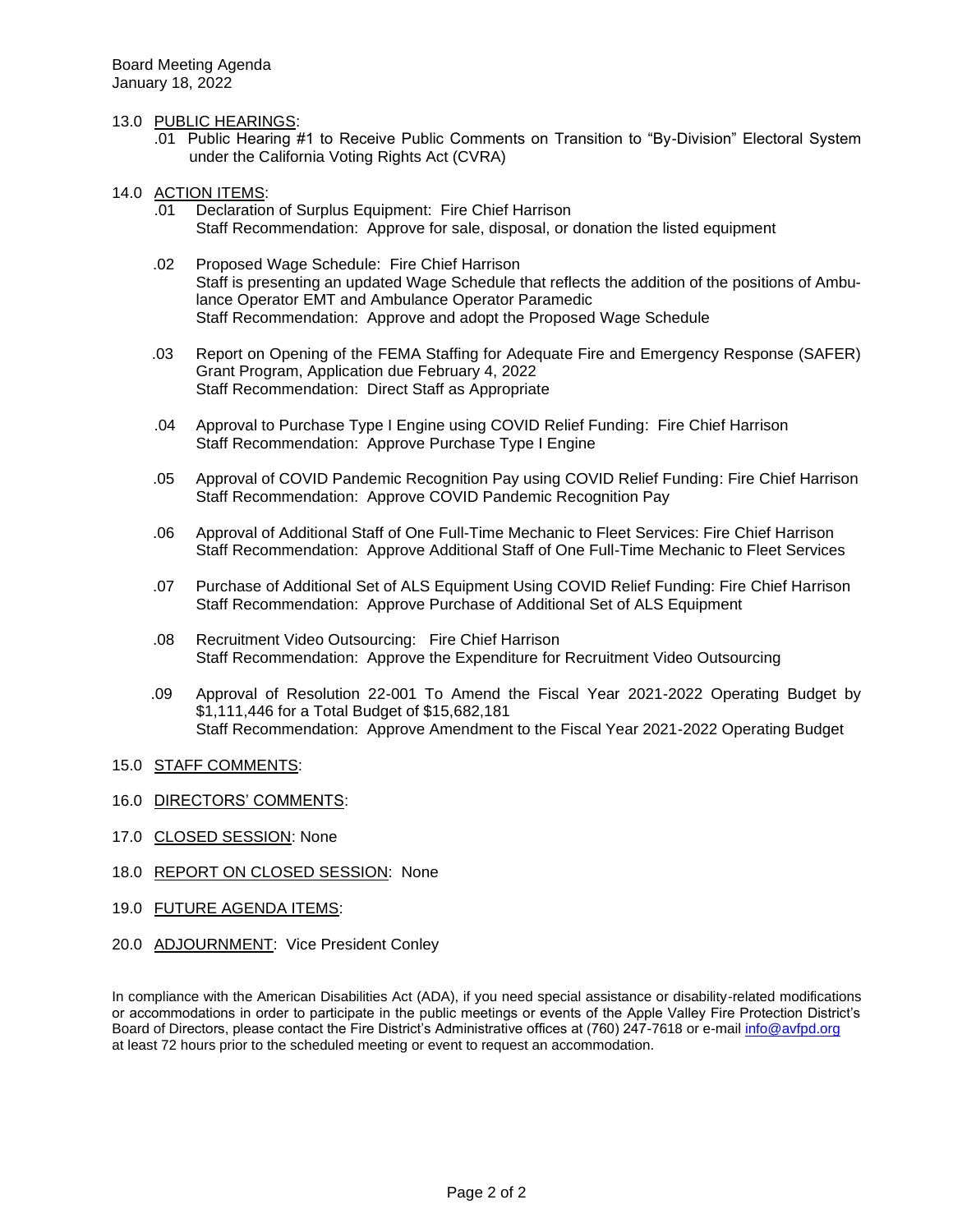13.0 PUBLIC HEARINGS:

.01 Public Hearing #1 to Receive Public Comments on Transition to "By-Division" Electoral System under the California Voting Rights Act (CVRA)

14.0 ACTION ITEMS:

.01 Declaration of Surplus Equipment: Fire Chief Harrison
Staff Recommendation: Approve for sale, disposal, or donation the listed equipment

.02 Proposed Wage Schedule: Fire Chief Harrison
Staff is presenting an updated Wage Schedule that reflects the addition of the positions of Ambulance Operator EMT and Ambulance Operator Paramedic
Staff Recommendation: Approve and adopt the Proposed Wage Schedule

.03 Report on Opening of the FEMA Staffing for Adequate Fire and Emergency Response (SAFER) Grant Program, Application due February 4, 2022
Staff Recommendation: Direct Staff as Appropriate

.04 Approval to Purchase Type I Engine using COVID Relief Funding: Fire Chief Harrison
Staff Recommendation: Approve Purchase Type I Engine

.05 Approval of COVID Pandemic Recognition Pay using COVID Relief Funding: Fire Chief Harrison
Staff Recommendation: Approve COVID Pandemic Recognition Pay

.06 Approval of Additional Staff of One Full-Time Mechanic to Fleet Services: Fire Chief Harrison
Staff Recommendation: Approve Additional Staff of One Full-Time Mechanic to Fleet Services

.07 Purchase of Additional Set of ALS Equipment Using COVID Relief Funding: Fire Chief Harrison
Staff Recommendation: Approve Purchase of Additional Set of ALS Equipment

.08 Recruitment Video Outsourcing: Fire Chief Harrison
Staff Recommendation: Approve the Expenditure for Recruitment Video Outsourcing

.09 Approval of Resolution 22-001 To Amend the Fiscal Year 2021-2022 Operating Budget by $1,111,446 for a Total Budget of $15,682,181
Staff Recommendation: Approve Amendment to the Fiscal Year 2021-2022 Operating Budget

15.0 STAFF COMMENTS:

16.0 DIRECTORS' COMMENTS:

17.0 CLOSED SESSION: None

18.0 REPORT ON CLOSED SESSION: None

19.0 FUTURE AGENDA ITEMS:

20.0 ADJOURNMENT: Vice President Conley

In compliance with the American Disabilities Act (ADA), if you need special assistance or disability-related modifications or accommodations in order to participate in the public meetings or events of the Apple Valley Fire Protection District's Board of Directors, please contact the Fire District's Administrative offices at (760) 247-7618 or e-mail info@avfpd.org at least 72 hours prior to the scheduled meeting or event to request an accommodation.